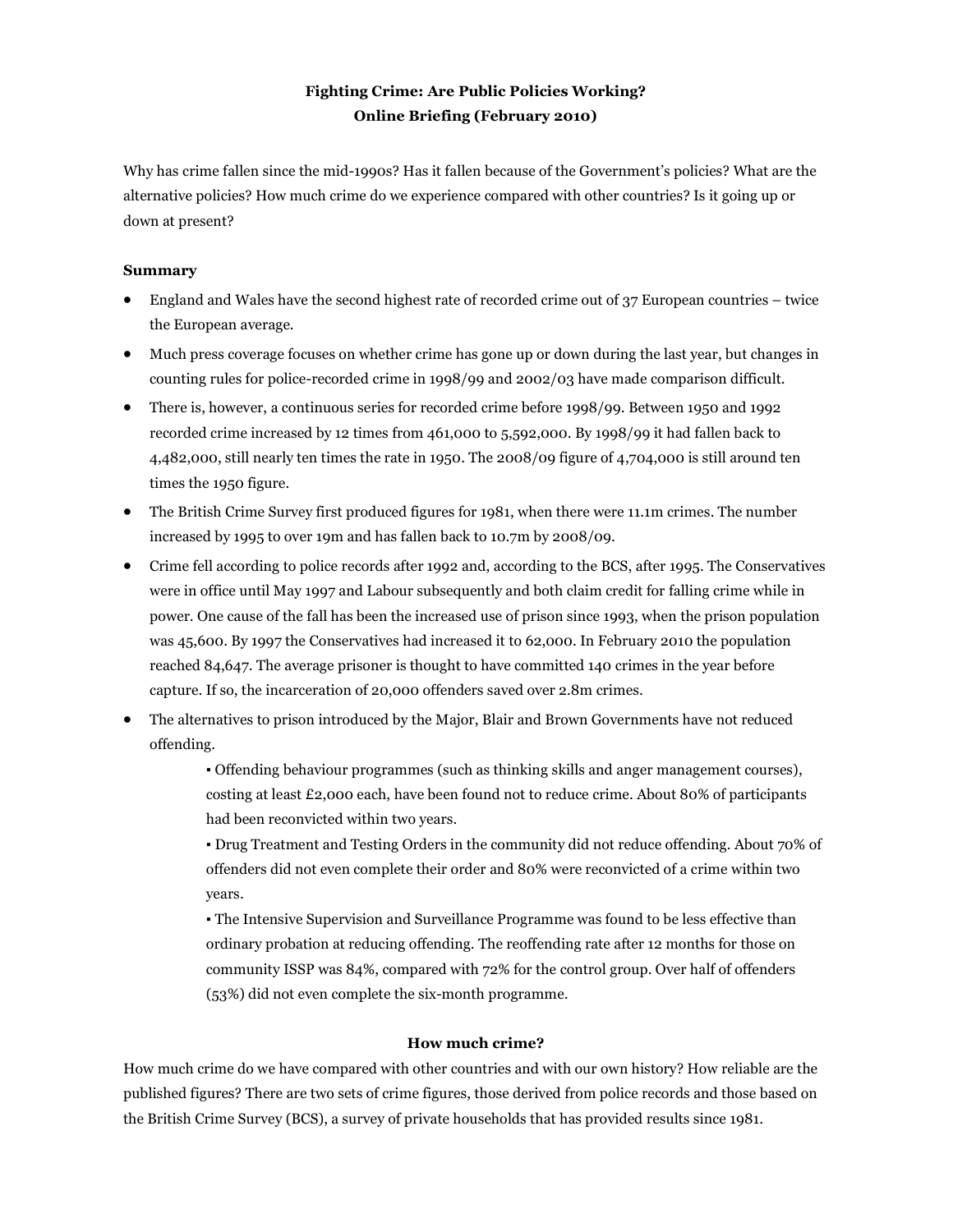**Fighting Crime: Are Public Policies Working?**
**Online Briefing (February 2010)**

Why has crime fallen since the mid-1990s? Has it fallen because of the Government's policies? What are the alternative policies? How much crime do we experience compared with other countries? Is it going up or down at present?

**Summary**

- England and Wales have the second highest rate of recorded crime out of 37 European countries – twice the European average.
- Much press coverage focuses on whether crime has gone up or down during the last year, but changes in counting rules for police-recorded crime in 1998/99 and 2002/03 have made comparison difficult.
- There is, however, a continuous series for recorded crime before 1998/99. Between 1950 and 1992 recorded crime increased by 12 times from 461,000 to 5,592,000. By 1998/99 it had fallen back to 4,482,000, still nearly ten times the rate in 1950. The 2008/09 figure of 4,704,000 is still around ten times the 1950 figure.
- The British Crime Survey first produced figures for 1981, when there were 11.1m crimes. The number increased by 1995 to over 19m and has fallen back to 10.7m by 2008/09.
- Crime fell according to police records after 1992 and, according to the BCS, after 1995. The Conservatives were in office until May 1997 and Labour subsequently and both claim credit for falling crime while in power. One cause of the fall has been the increased use of prison since 1993, when the prison population was 45,600. By 1997 the Conservatives had increased it to 62,000. In February 2010 the population reached 84,647. The average prisoner is thought to have committed 140 crimes in the year before capture. If so, the incarceration of 20,000 offenders saved over 2.8m crimes.
- The alternatives to prison introduced by the Major, Blair and Brown Governments have not reduced offending.
  - Offending behaviour programmes (such as thinking skills and anger management courses), costing at least £2,000 each, have been found not to reduce crime. About 80% of participants had been reconvicted within two years.
  - Drug Treatment and Testing Orders in the community did not reduce offending. About 70% of offenders did not even complete their order and 80% were reconvicted of a crime within two years.
  - The Intensive Supervision and Surveillance Programme was found to be less effective than ordinary probation at reducing offending. The reoffending rate after 12 months for those on community ISSP was 84%, compared with 72% for the control group. Over half of offenders (53%) did not even complete the six-month programme.

## How much crime?

How much crime do we have compared with other countries and with our own history? How reliable are the published figures? There are two sets of crime figures, those derived from police records and those based on the British Crime Survey (BCS), a survey of private households that has provided results since 1981.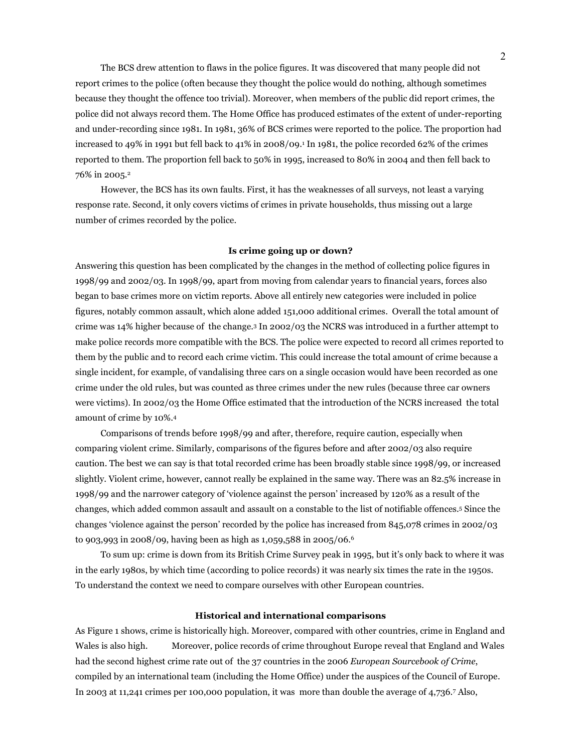The BCS drew attention to flaws in the police figures. It was discovered that many people did not report crimes to the police (often because they thought the police would do nothing, although sometimes because they thought the offence too trivial). Moreover, when members of the public did report crimes, the police did not always record them. The Home Office has produced estimates of the extent of under-reporting and under-recording since 1981. In 1981, 36% of BCS crimes were reported to the police. The proportion had increased to 49% in 1991 but fell back to 41% in 2008/09.[1] In 1981, the police recorded 62% of the crimes reported to them. The proportion fell back to 50% in 1995, increased to 80% in 2004 and then fell back to 76% in 2005.[2]

However, the BCS has its own faults. First, it has the weaknesses of all surveys, not least a varying response rate. Second, it only covers victims of crimes in private households, thus missing out a large number of crimes recorded by the police.

## Is crime going up or down?

Answering this question has been complicated by the changes in the method of collecting police figures in 1998/99 and 2002/03. In 1998/99, apart from moving from calendar years to financial years, forces also began to base crimes more on victim reports. Above all entirely new categories were included in police figures, notably common assault, which alone added 151,000 additional crimes. Overall the total amount of crime was 14% higher because of the change.[3] In 2002/03 the NCRS was introduced in a further attempt to make police records more compatible with the BCS. The police were expected to record all crimes reported to them by the public and to record each crime victim. This could increase the total amount of crime because a single incident, for example, of vandalising three cars on a single occasion would have been recorded as one crime under the old rules, but was counted as three crimes under the new rules (because three car owners were victims). In 2002/03 the Home Office estimated that the introduction of the NCRS increased the total amount of crime by 10%.[4]

Comparisons of trends before 1998/99 and after, therefore, require caution, especially when comparing violent crime. Similarly, comparisons of the figures before and after 2002/03 also require caution. The best we can say is that total recorded crime has been broadly stable since 1998/99, or increased slightly. Violent crime, however, cannot really be explained in the same way. There was an 82.5% increase in 1998/99 and the narrower category of 'violence against the person' increased by 120% as a result of the changes, which added common assault and assault on a constable to the list of notifiable offences.[5] Since the changes 'violence against the person' recorded by the police has increased from 845,078 crimes in 2002/03 to 903,993 in 2008/09, having been as high as 1,059,588 in 2005/06.[6]

To sum up: crime is down from its British Crime Survey peak in 1995, but it's only back to where it was in the early 1980s, by which time (according to police records) it was nearly six times the rate in the 1950s. To understand the context we need to compare ourselves with other European countries.

## Historical and international comparisons

As Figure 1 shows, crime is historically high. Moreover, compared with other countries, crime in England and Wales is also high. Moreover, police records of crime throughout Europe reveal that England and Wales had the second highest crime rate out of the 37 countries in the 2006 *European Sourcebook of Crime*, compiled by an international team (including the Home Office) under the auspices of the Council of Europe. In 2003 at 11,241 crimes per 100,000 population, it was more than double the average of 4,736.[7] Also,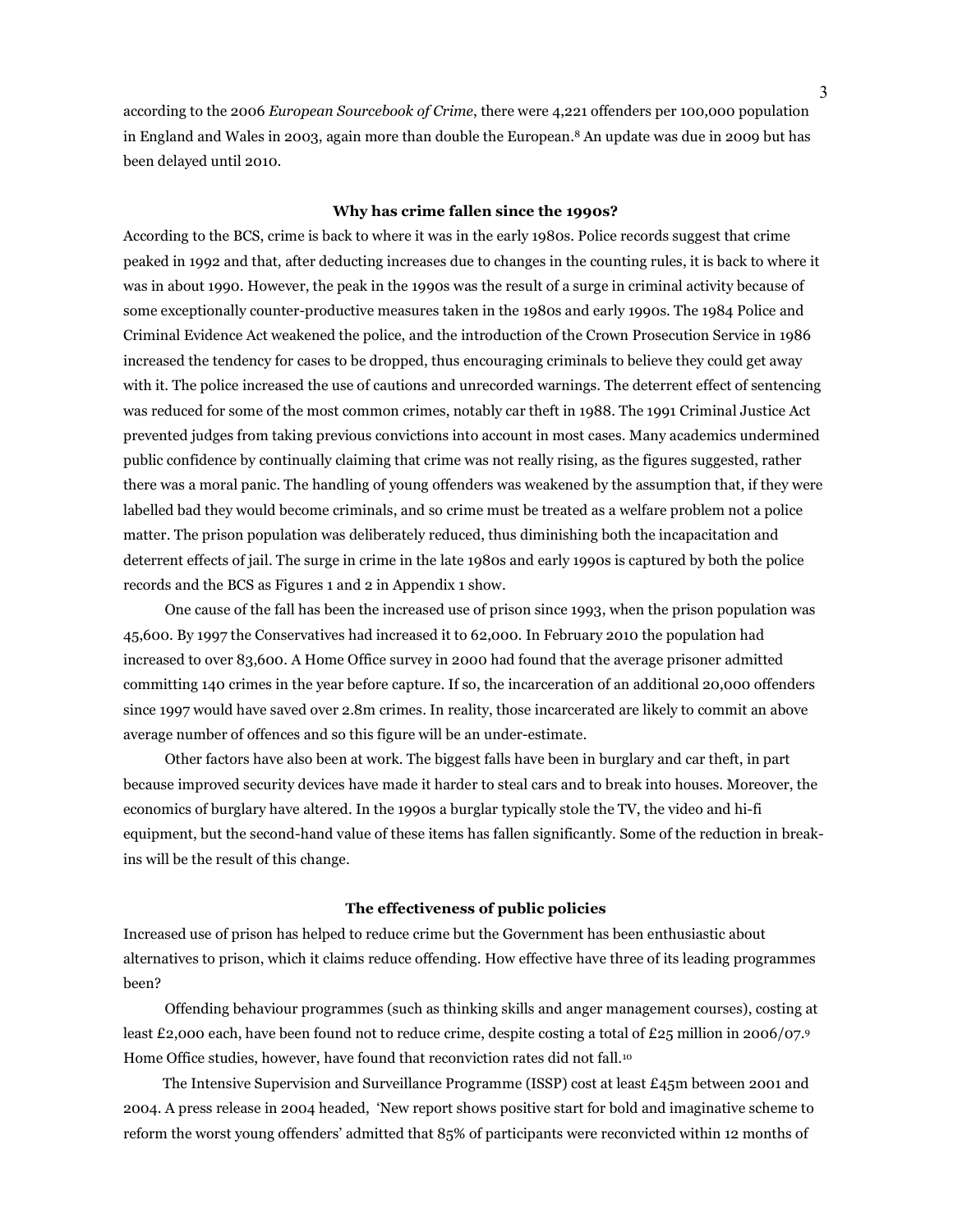according to the 2006 *European Sourcebook of Crime*, there were 4,221 offenders per 100,000 population in England and Wales in 2003, again more than double the European.[8] An update was due in 2009 but has been delayed until 2010.

### Why has crime fallen since the 1990s?

According to the BCS, crime is back to where it was in the early 1980s. Police records suggest that crime peaked in 1992 and that, after deducting increases due to changes in the counting rules, it is back to where it was in about 1990. However, the peak in the 1990s was the result of a surge in criminal activity because of some exceptionally counter-productive measures taken in the 1980s and early 1990s. The 1984 Police and Criminal Evidence Act weakened the police, and the introduction of the Crown Prosecution Service in 1986 increased the tendency for cases to be dropped, thus encouraging criminals to believe they could get away with it. The police increased the use of cautions and unrecorded warnings. The deterrent effect of sentencing was reduced for some of the most common crimes, notably car theft in 1988. The 1991 Criminal Justice Act prevented judges from taking previous convictions into account in most cases. Many academics undermined public confidence by continually claiming that crime was not really rising, as the figures suggested, rather there was a moral panic. The handling of young offenders was weakened by the assumption that, if they were labelled bad they would become criminals, and so crime must be treated as a welfare problem not a police matter. The prison population was deliberately reduced, thus diminishing both the incapacitation and deterrent effects of jail. The surge in crime in the late 1980s and early 1990s is captured by both the police records and the BCS as Figures 1 and 2 in Appendix 1 show.

One cause of the fall has been the increased use of prison since 1993, when the prison population was 45,600. By 1997 the Conservatives had increased it to 62,000. In February 2010 the population had increased to over 83,600. A Home Office survey in 2000 had found that the average prisoner admitted committing 140 crimes in the year before capture. If so, the incarceration of an additional 20,000 offenders since 1997 would have saved over 2.8m crimes. In reality, those incarcerated are likely to commit an above average number of offences and so this figure will be an under-estimate.

Other factors have also been at work. The biggest falls have been in burglary and car theft, in part because improved security devices have made it harder to steal cars and to break into houses. Moreover, the economics of burglary have altered. In the 1990s a burglar typically stole the TV, the video and hi-fi equipment, but the second-hand value of these items has fallen significantly. Some of the reduction in break-ins will be the result of this change.

### The effectiveness of public policies

Increased use of prison has helped to reduce crime but the Government has been enthusiastic about alternatives to prison, which it claims reduce offending. How effective have three of its leading programmes been?

Offending behaviour programmes (such as thinking skills and anger management courses), costing at least £2,000 each, have been found not to reduce crime, despite costing a total of £25 million in 2006/07.[9] Home Office studies, however, have found that reconviction rates did not fall.[10]

The Intensive Supervision and Surveillance Programme (ISSP) cost at least £45m between 2001 and 2004. A press release in 2004 headed, 'New report shows positive start for bold and imaginative scheme to reform the worst young offenders' admitted that 85% of participants were reconvicted within 12 months of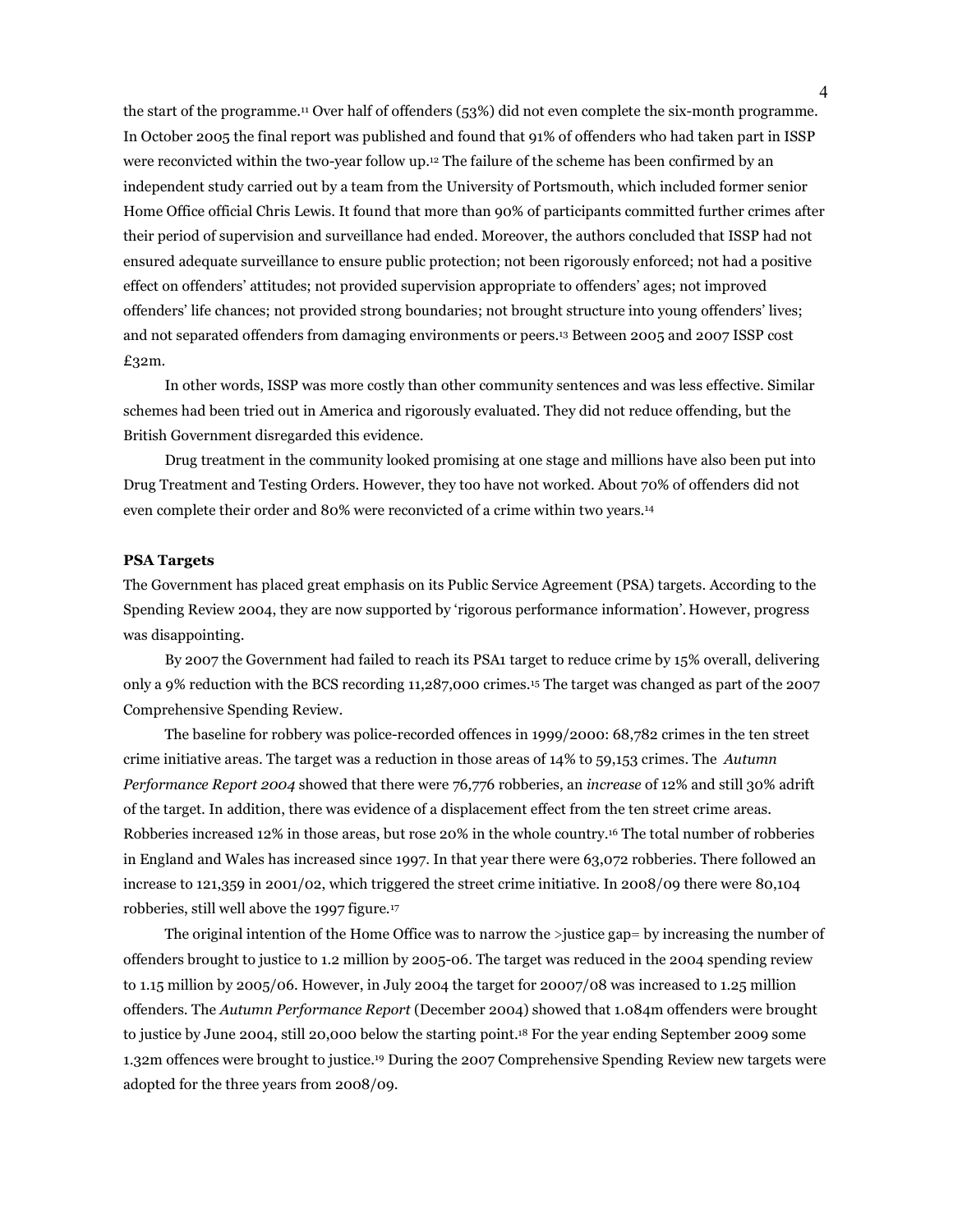the start of the programme.[11] Over half of offenders (53%) did not even complete the six-month programme. In October 2005 the final report was published and found that 91% of offenders who had taken part in ISSP were reconvicted within the two-year follow up.[12] The failure of the scheme has been confirmed by an independent study carried out by a team from the University of Portsmouth, which included former senior Home Office official Chris Lewis. It found that more than 90% of participants committed further crimes after their period of supervision and surveillance had ended. Moreover, the authors concluded that ISSP had not ensured adequate surveillance to ensure public protection; not been rigorously enforced; not had a positive effect on offenders' attitudes; not provided supervision appropriate to offenders' ages; not improved offenders' life chances; not provided strong boundaries; not brought structure into young offenders' lives; and not separated offenders from damaging environments or peers.[13] Between 2005 and 2007 ISSP cost £32m.

In other words, ISSP was more costly than other community sentences and was less effective. Similar schemes had been tried out in America and rigorously evaluated. They did not reduce offending, but the British Government disregarded this evidence.

Drug treatment in the community looked promising at one stage and millions have also been put into Drug Treatment and Testing Orders. However, they too have not worked. About 70% of offenders did not even complete their order and 80% were reconvicted of a crime within two years.[14]

**PSA Targets**

The Government has placed great emphasis on its Public Service Agreement (PSA) targets. According to the Spending Review 2004, they are now supported by 'rigorous performance information'. However, progress was disappointing.

By 2007 the Government had failed to reach its PSA1 target to reduce crime by 15% overall, delivering only a 9% reduction with the BCS recording 11,287,000 crimes.[15] The target was changed as part of the 2007 Comprehensive Spending Review.

The baseline for robbery was police-recorded offences in 1999/2000: 68,782 crimes in the ten street crime initiative areas. The target was a reduction in those areas of 14% to 59,153 crimes. The *Autumn Performance Report 2004* showed that there were 76,776 robberies, an *increase* of 12% and still 30% adrift of the target. In addition, there was evidence of a displacement effect from the ten street crime areas. Robberies increased 12% in those areas, but rose 20% in the whole country.[16] The total number of robberies in England and Wales has increased since 1997. In that year there were 63,072 robberies. There followed an increase to 121,359 in 2001/02, which triggered the street crime initiative. In 2008/09 there were 80,104 robberies, still well above the 1997 figure.[17]

The original intention of the Home Office was to narrow the >justice gap= by increasing the number of offenders brought to justice to 1.2 million by 2005-06. The target was reduced in the 2004 spending review to 1.15 million by 2005/06. However, in July 2004 the target for 20007/08 was increased to 1.25 million offenders. The *Autumn Performance Report* (December 2004) showed that 1.084m offenders were brought to justice by June 2004, still 20,000 below the starting point.[18] For the year ending September 2009 some 1.32m offences were brought to justice.[19] During the 2007 Comprehensive Spending Review new targets were adopted for the three years from 2008/09.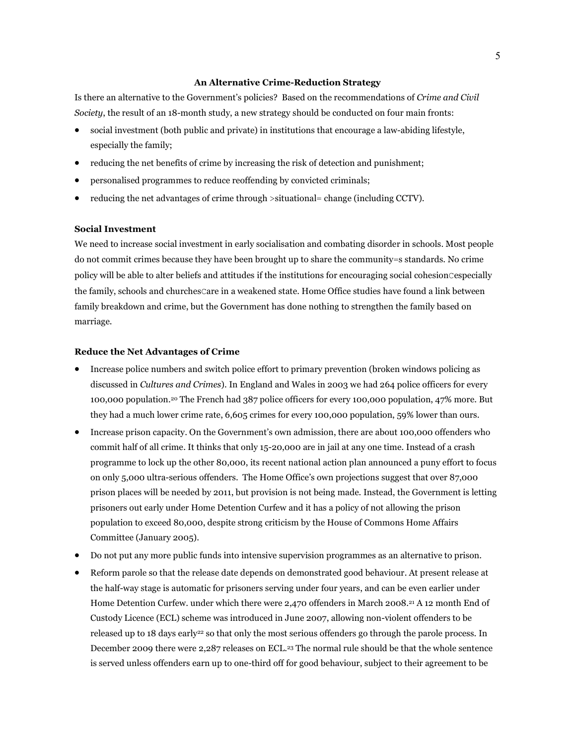**An Alternative Crime-Reduction Strategy**

Is there an alternative to the Government's policies? Based on the recommendations of *Crime and Civil Society*, the result of an 18-month study, a new strategy should be conducted on four main fronts:

- social investment (both public and private) in institutions that encourage a law-abiding lifestyle, especially the family;
- reducing the net benefits of crime by increasing the risk of detection and punishment;
- personalised programmes to reduce reoffending by convicted criminals;
- reducing the net advantages of crime through >situational= change (including CCTV).

**Social Investment**

We need to increase social investment in early socialisation and combating disorder in schools. Most people do not commit crimes because they have been brought up to share the community=s standards. No crime policy will be able to alter beliefs and attitudes if the institutions for encouraging social cohesion⊂especially the family, schools and churches⊂are in a weakened state. Home Office studies have found a link between family breakdown and crime, but the Government has done nothing to strengthen the family based on marriage.

**Reduce the Net Advantages of Crime**

- Increase police numbers and switch police effort to primary prevention (broken windows policing as discussed in *Cultures and Crimes*). In England and Wales in 2003 we had 264 police officers for every 100,000 population.[20] The French had 387 police officers for every 100,000 population, 47% more. But they had a much lower crime rate, 6,605 crimes for every 100,000 population, 59% lower than ours.
- Increase prison capacity. On the Government's own admission, there are about 100,000 offenders who commit half of all crime. It thinks that only 15-20,000 are in jail at any one time. Instead of a crash programme to lock up the other 80,000, its recent national action plan announced a puny effort to focus on only 5,000 ultra-serious offenders. The Home Office's own projections suggest that over 87,000 prison places will be needed by 2011, but provision is not being made. Instead, the Government is letting prisoners out early under Home Detention Curfew and it has a policy of not allowing the prison population to exceed 80,000, despite strong criticism by the House of Commons Home Affairs Committee (January 2005).
- Do not put any more public funds into intensive supervision programmes as an alternative to prison.
- Reform parole so that the release date depends on demonstrated good behaviour. At present release at the half-way stage is automatic for prisoners serving under four years, and can be even earlier under Home Detention Curfew. under which there were 2,470 offenders in March 2008.[21] A 12 month End of Custody Licence (ECL) scheme was introduced in June 2007, allowing non-violent offenders to be released up to 18 days early[22] so that only the most serious offenders go through the parole process. In December 2009 there were 2,287 releases on ECL.[23] The normal rule should be that the whole sentence is served unless offenders earn up to one-third off for good behaviour, subject to their agreement to be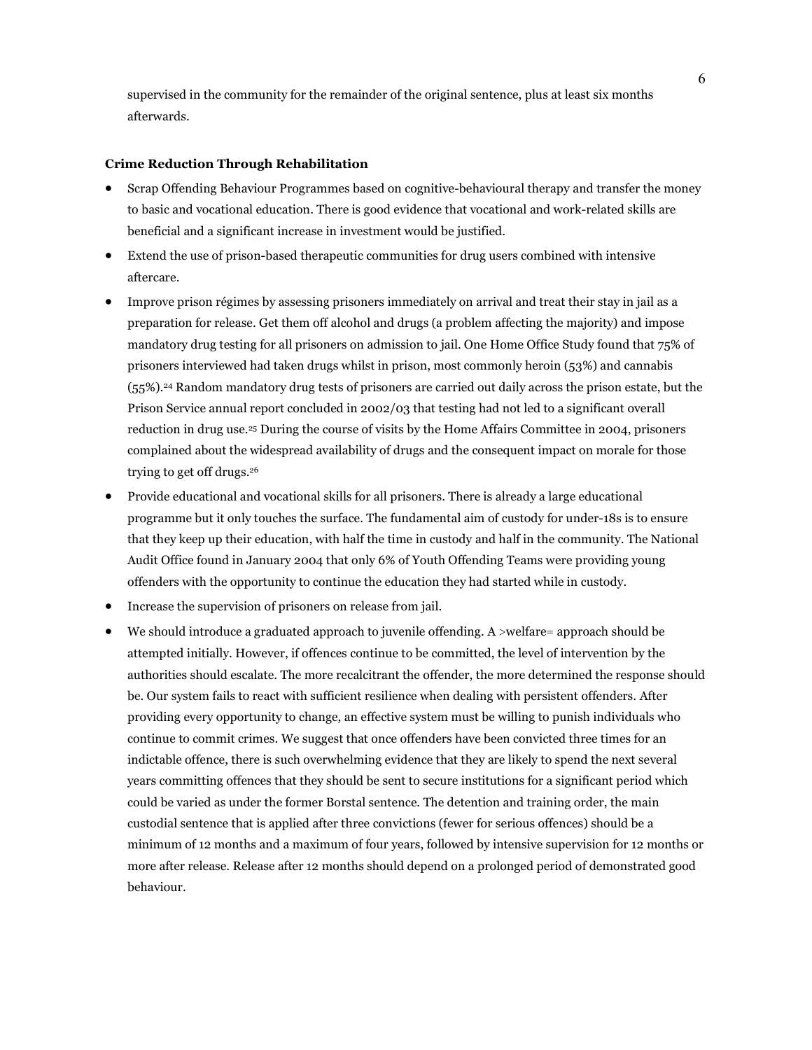supervised in the community for the remainder of the original sentence, plus at least six months afterwards.

**Crime Reduction Through Rehabilitation**

- Scrap Offending Behaviour Programmes based on cognitive-behavioural therapy and transfer the money to basic and vocational education. There is good evidence that vocational and work-related skills are beneficial and a significant increase in investment would be justified.
- Extend the use of prison-based therapeutic communities for drug users combined with intensive aftercare.
- Improve prison régimes by assessing prisoners immediately on arrival and treat their stay in jail as a preparation for release. Get them off alcohol and drugs (a problem affecting the majority) and impose mandatory drug testing for all prisoners on admission to jail. One Home Office Study found that 75% of prisoners interviewed had taken drugs whilst in prison, most commonly heroin (53%) and cannabis (55%).[24] Random mandatory drug tests of prisoners are carried out daily across the prison estate, but the Prison Service annual report concluded in 2002/03 that testing had not led to a significant overall reduction in drug use.[25] During the course of visits by the Home Affairs Committee in 2004, prisoners complained about the widespread availability of drugs and the consequent impact on morale for those trying to get off drugs.[26]
- Provide educational and vocational skills for all prisoners. There is already a large educational programme but it only touches the surface. The fundamental aim of custody for under-18s is to ensure that they keep up their education, with half the time in custody and half in the community. The National Audit Office found in January 2004 that only 6% of Youth Offending Teams were providing young offenders with the opportunity to continue the education they had started while in custody.
- Increase the supervision of prisoners on release from jail.
- We should introduce a graduated approach to juvenile offending. A >welfare= approach should be attempted initially. However, if offences continue to be committed, the level of intervention by the authorities should escalate. The more recalcitrant the offender, the more determined the response should be. Our system fails to react with sufficient resilience when dealing with persistent offenders. After providing every opportunity to change, an effective system must be willing to punish individuals who continue to commit crimes. We suggest that once offenders have been convicted three times for an indictable offence, there is such overwhelming evidence that they are likely to spend the next several years committing offences that they should be sent to secure institutions for a significant period which could be varied as under the former Borstal sentence. The detention and training order, the main custodial sentence that is applied after three convictions (fewer for serious offences) should be a minimum of 12 months and a maximum of four years, followed by intensive supervision for 12 months or more after release. Release after 12 months should depend on a prolonged period of demonstrated good behaviour.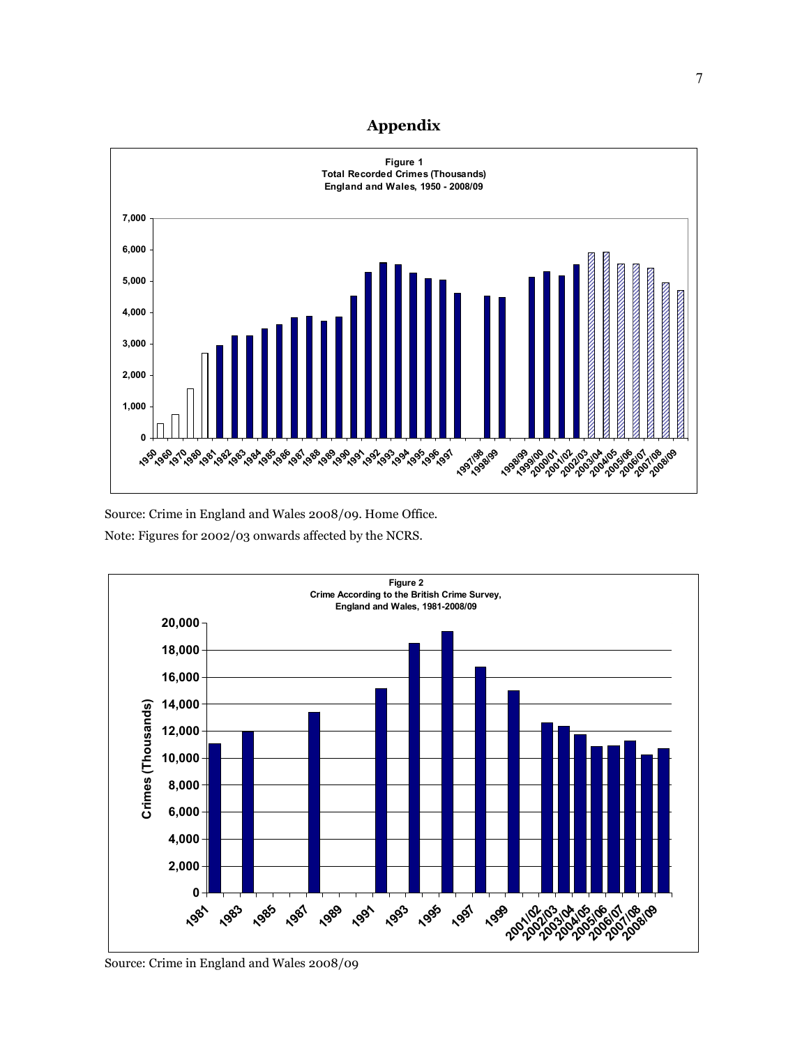# Appendix

**Figure 1**
**Total Recorded Crimes (Thousands)**
**England and Wales, 1950 - 2008/09**

Source: Crime in England and Wales 2008/09. Home Office.

Note: Figures for 2002/03 onwards affected by the NCRS.

**Figure 2**
**Crime According to the British Crime Survey,**
**England and Wales, 1981-2008/09**

Source: Crime in England and Wales 2008/09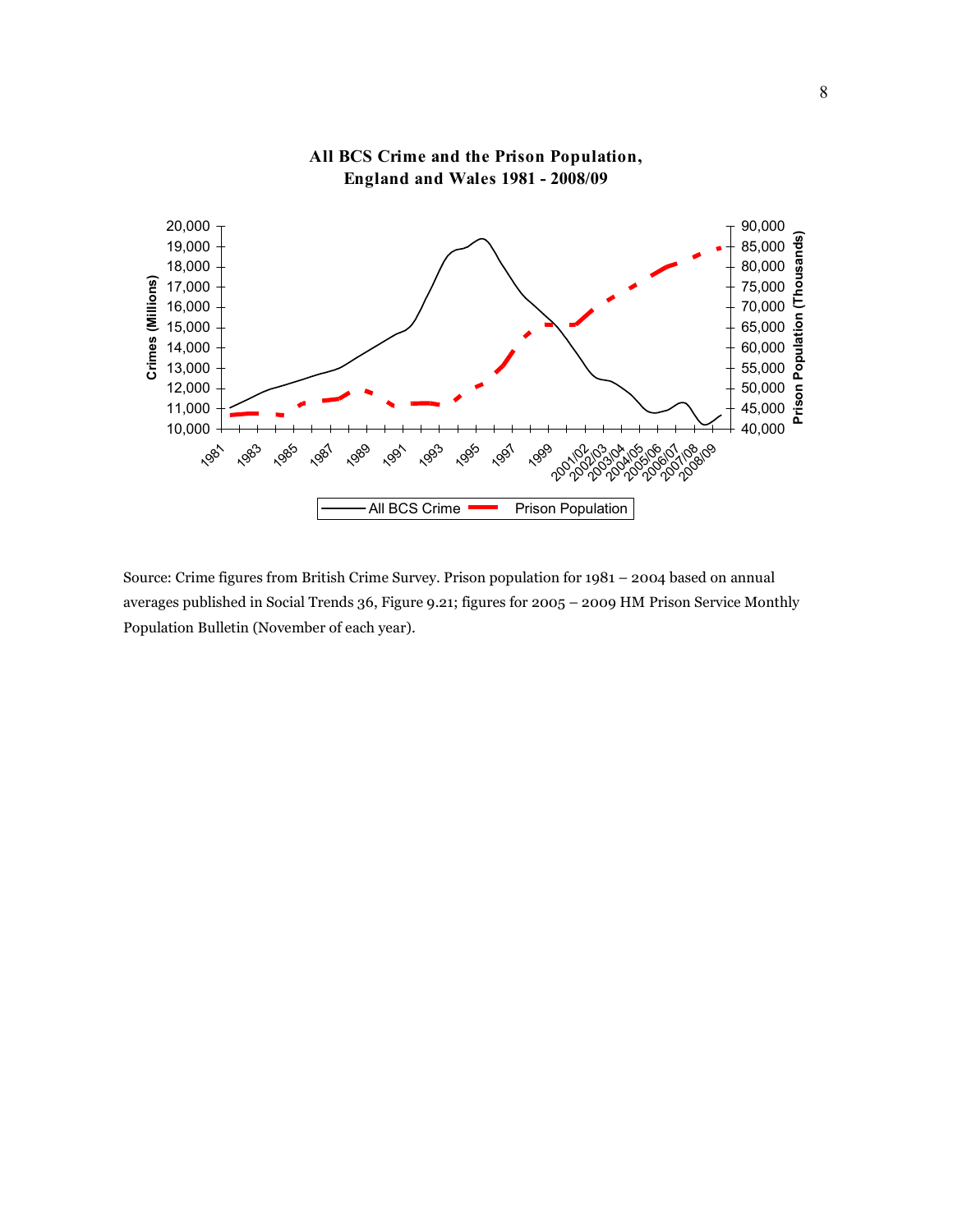**All BCS Crime and the Prison Population, England and Wales 1981 - 2008/09**

Source: Crime figures from British Crime Survey. Prison population for 1981 – 2004 based on annual averages published in Social Trends 36, Figure 9.21; figures for 2005 – 2009 HM Prison Service Monthly Population Bulletin (November of each year).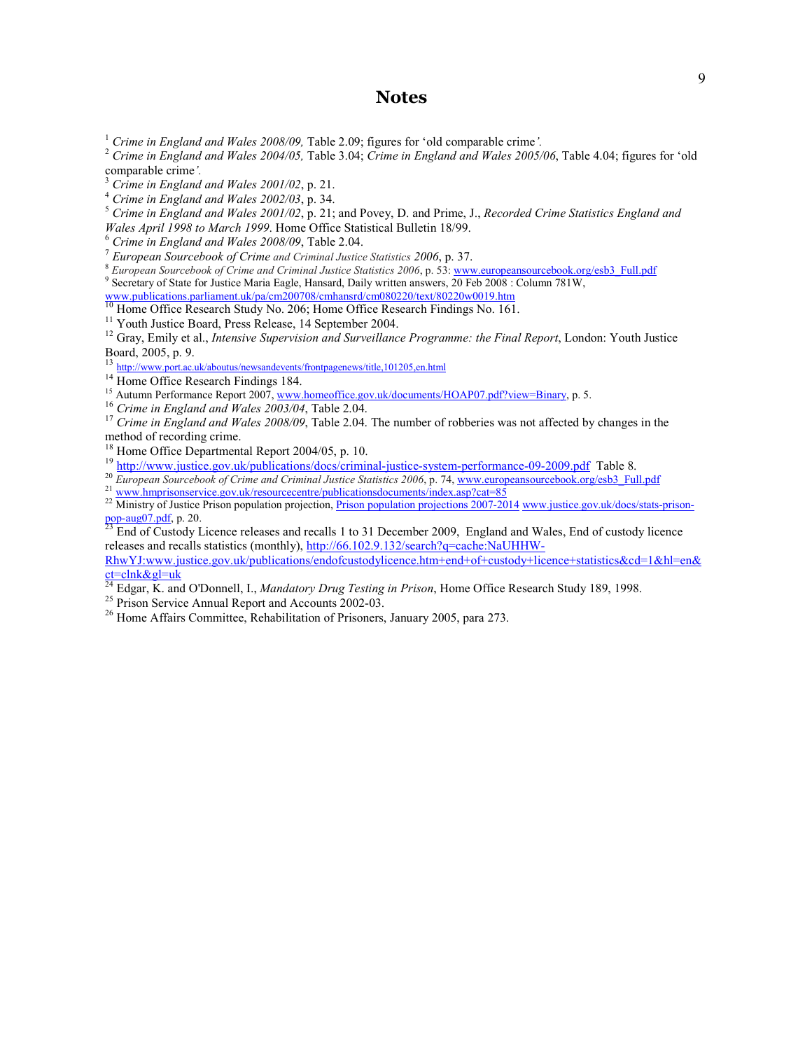# Notes

[1] *Crime in England and Wales 2008/09,* Table 2.09; figures for 'old comparable crime*'.*

[2] *Crime in England and Wales 2004/05,* Table 3.04; *Crime in England and Wales 2005/06*, Table 4.04; figures for 'old comparable crime*'.*

[3] *Crime in England and Wales 2001/02*, p. 21.

[4] *Crime in England and Wales 2002/03*, p. 34.

[5] *Crime in England and Wales 2001/02*, p. 21; and Povey, D. and Prime, J., *Recorded Crime Statistics England and Wales April 1998 to March 1999*. Home Office Statistical Bulletin 18/99.

[6] *Crime in England and Wales 2008/09*, Table 2.04.

[7] *European Sourcebook of Crime and Criminal Justice Statistics 2006*, p. 37.

[8] *European Sourcebook of Crime and Criminal Justice Statistics 2006*, p. 53: www.europeansourcebook.org/esb3_Full.pdf

[9] Secretary of State for Justice Maria Eagle, Hansard, Daily written answers, 20 Feb 2008 : Column 781W, www.publications.parliament.uk/pa/cm200708/cmhansrd/cm080220/text/80220w0019.htm

[10] Home Office Research Study No. 206; Home Office Research Findings No. 161.

[11] Youth Justice Board, Press Release, 14 September 2004.

[12] Gray, Emily et al., *Intensive Supervision and Surveillance Programme: the Final Report*, London: Youth Justice Board, 2005, p. 9.

[13] http://www.port.ac.uk/aboutus/newsandevents/frontpagenews/title,101205,en.html

[14] Home Office Research Findings 184.

[15] Autumn Performance Report 2007, www.homeoffice.gov.uk/documents/HOAP07.pdf?view=Binary, p. 5.

[16] *Crime in England and Wales 2003/04*, Table 2.04.

[17] *Crime in England and Wales 2008/09*, Table 2.04. The number of robberies was not affected by changes in the method of recording crime.

[18] Home Office Departmental Report 2004/05, p. 10.

[19] http://www.justice.gov.uk/publications/docs/criminal-justice-system-performance-09-2009.pdf Table 8.

[20] *European Sourcebook of Crime and Criminal Justice Statistics 2006*, p. 74, www.europeansourcebook.org/esb3_Full.pdf

[21] www.hmprisonservice.gov.uk/resourcecentre/publicationsdocuments/index.asp?cat=85

[22] Ministry of Justice Prison population projection, Prison population projections 2007-2014 www.justice.gov.uk/docs/stats-prison-pop-aug07.pdf, p. 20.

[23] End of Custody Licence releases and recalls 1 to 31 December 2009, England and Wales, End of custody licence releases and recalls statistics (monthly), http://66.102.9.132/search?q=cache:NaUHHW-RhwYJ:www.justice.gov.uk/publications/endofcustodylicence.htm+end+of+custody+licence+statistics&cd=1&hl=en&ct=clnk&gl=uk

[24] Edgar, K. and O'Donnell, I., *Mandatory Drug Testing in Prison*, Home Office Research Study 189, 1998.

[25] Prison Service Annual Report and Accounts 2002-03.

[26] Home Affairs Committee, Rehabilitation of Prisoners, January 2005, para 273.